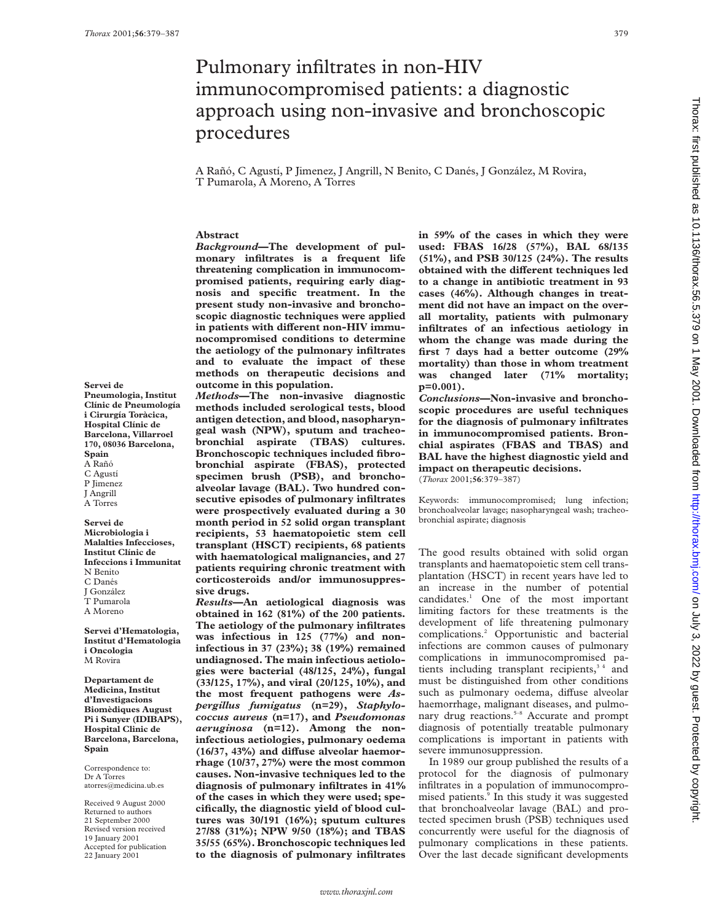# Pulmonary infiltrates in non-HIV immunocompromised patients: a diagnostic approach using non-invasive and bronchoscopic procedures

A Rañó, C Agustí, P Jimenez, J Angrill, N Benito, C Danés, J González, M Rovira, T Pumarola, A Moreno, A Torres

**Servei de Pneumologia, Institut Clínic de Pneumologia i Cirurgía Toràcica, Hospital Clínic de Barcelona, Villarroel 170, 08036 Barcelona, Spain**
A Rañó
C Agustí
P Jimenez
J Angrill
A Torres

**Servei de Microbiologia i Malalties Infeccioses, Institut Clínic de Infeccions i Immunitat**
N Benito
C Danés
J González
T Pumarola
A Moreno

**Servei d'Hematologia, Institut d'Hematologia i Oncologia**
M Rovira

**Departament de Medicina, Institut d'Investigacions Biomèdiques August Pi i Sunyer (IDIBAPS), Hospital Clínic de Barcelona, Barcelona, Spain**

Correspondence to:
Dr A Torres
atorres@medicina.ub.es

Received 9 August 2000
Returned to authors 21 September 2000
Revised version received 19 January 2001
Accepted for publication 22 January 2001

## Abstract

***Background*—The development of pulmonary infiltrates is a frequent life threatening complication in immunocompromised patients, requiring early diagnosis and specific treatment. In the present study non-invasive and bronchoscopic diagnostic techniques were applied in patients with different non-HIV immunocompromised conditions to determine the aetiology of the pulmonary infiltrates and to evaluate the impact of these methods on therapeutic decisions and outcome in this population.**

***Methods*—The non-invasive diagnostic methods included serological tests, blood antigen detection, and blood, nasopharyngeal wash (NPW), sputum and tracheobronchial aspirate (TBAS) cultures. Bronchoscopic techniques included fibrobronchial aspirate (FBAS), protected specimen brush (PSB), and bronchoalveolar lavage (BAL). Two hundred consecutive episodes of pulmonary infiltrates were prospectively evaluated during a 30 month period in 52 solid organ transplant recipients, 53 haematopoietic stem cell transplant (HSCT) recipients, 68 patients with haematological malignancies, and 27 patients requiring chronic treatment with corticosteroids and/or immunosuppressive drugs.**

***Results*—An aetiological diagnosis was obtained in 162 (81%) of the 200 patients. The aetiology of the pulmonary infiltrates was infectious in 125 (77%) and non-infectious in 37 (23%); 38 (19%) remained undiagnosed. The main infectious aetiologies were bacterial (48/125, 24%), fungal (33/125, 17%), and viral (20/125, 10%), and the most frequent pathogens were *Aspergillus fumigatus* (n=29), *Staphylococcus aureus* (n=17), and *Pseudomonas aeruginosa* (n=12). Among the non-infectious aetiologies, pulmonary oedema (16/37, 43%) and diffuse alveolar haemorrhage (10/37, 27%) were the most common causes. Non-invasive techniques led to the diagnosis of pulmonary infiltrates in 41% of the cases in which they were used; specifically, the diagnostic yield of blood cultures was 30/191 (16%); sputum cultures 27/88 (31%); NPW 9/50 (18%); and TBAS 35/55 (65%). Bronchoscopic techniques led to the diagnosis of pulmonary infiltrates in 59% of the cases in which they were used: FBAS 16/28 (57%), BAL 68/135 (51%), and PSB 30/125 (24%). The results obtained with the different techniques led to a change in antibiotic treatment in 93 cases (46%). Although changes in treatment did not have an impact on the overall mortality, patients with pulmonary infiltrates of an infectious aetiology in whom the change was made during the first 7 days had a better outcome (29% mortality) than those in whom treatment was changed later (71% mortality; p=0.001).**

***Conclusions*—Non-invasive and bronchoscopic procedures are useful techniques for the diagnosis of pulmonary infiltrates in immunocompromised patients. Bronchial aspirates (FBAS and TBAS) and BAL have the highest diagnostic yield and impact on therapeutic decisions.**

(*Thorax* 2001;**56**:379–387)

Keywords: immunocompromised; lung infection; bronchoalveolar lavage; nasopharyngeal wash; tracheobronchial aspirate; diagnosis

The good results obtained with solid organ transplants and haematopoietic stem cell transplantation (HSCT) in recent years have led to an increase in the number of potential candidates.[1] One of the most important limiting factors for these treatments is the development of life threatening pulmonary complications.[2] Opportunistic and bacterial infections are common causes of pulmonary complications in immunocompromised patients including transplant recipients,[3 4] and must be distinguished from other conditions such as pulmonary oedema, diffuse alveolar haemorrhage, malignant diseases, and pulmonary drug reactions.[5–8] Accurate and prompt diagnosis of potentially treatable pulmonary complications is important in patients with severe immunosuppression.

In 1989 our group published the results of a protocol for the diagnosis of pulmonary infiltrates in a population of immunocompromised patients.[9] In this study it was suggested that bronchoalveolar lavage (BAL) and protected specimen brush (PSB) techniques used concurrently were useful for the diagnosis of pulmonary complications in these patients. Over the last decade significant developments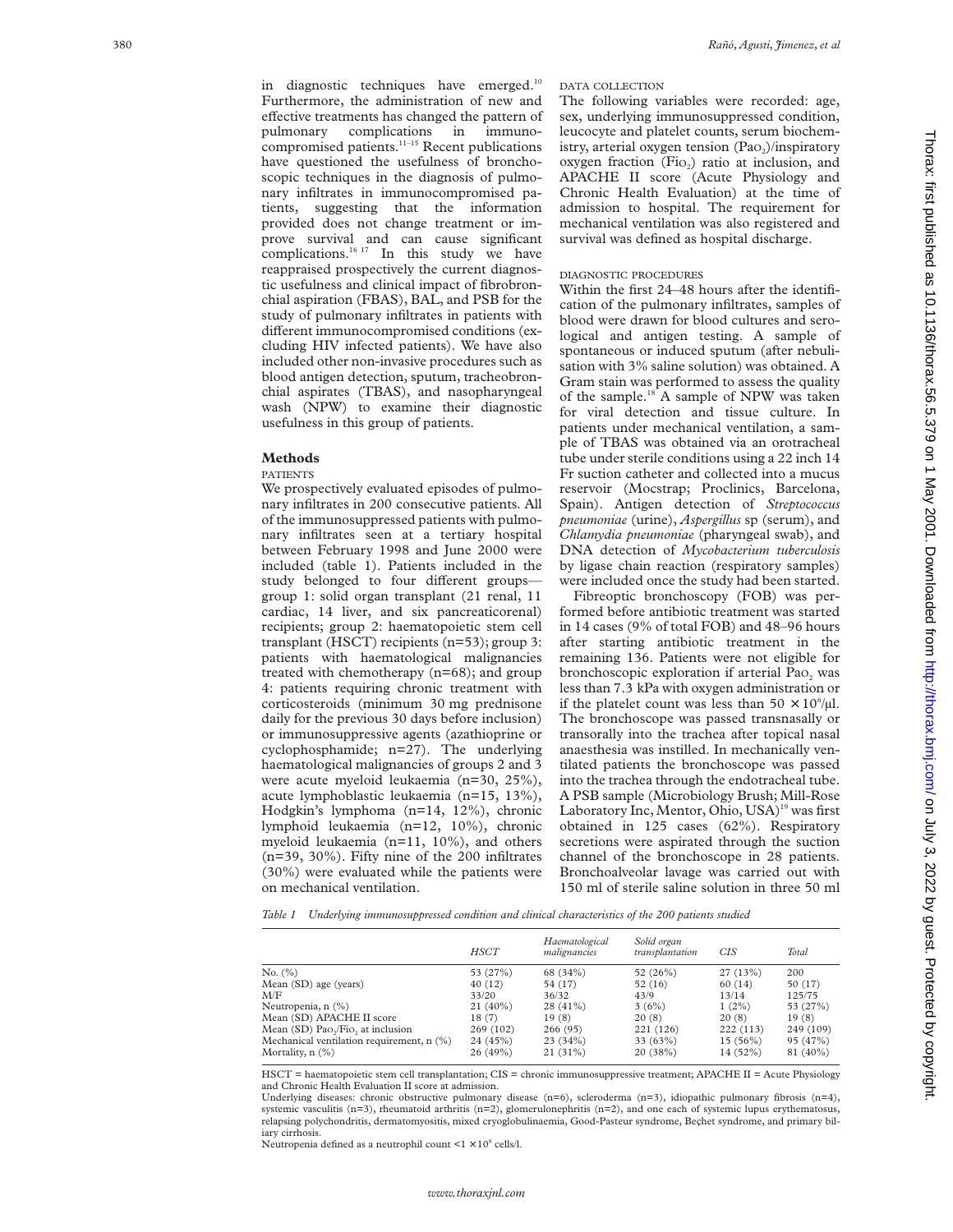in diagnostic techniques have emerged.[10] Furthermore, the administration of new and effective treatments has changed the pattern of pulmonary complications in immunocompromised patients.[11–15] Recent publications have questioned the usefulness of bronchoscopic techniques in the diagnosis of pulmonary infiltrates in immunocompromised patients, suggesting that the information provided does not change treatment or improve survival and can cause significant complications.[16 17] In this study we have reappraised prospectively the current diagnostic usefulness and clinical impact of fibrobronchial aspiration (FBAS), BAL, and PSB for the study of pulmonary infiltrates in patients with different immunocompromised conditions (excluding HIV infected patients). We have also included other non-invasive procedures such as blood antigen detection, sputum, tracheobronchial aspirates (TBAS), and nasopharyngeal wash (NPW) to examine their diagnostic usefulness in this group of patients.

## Methods

### PATIENTS

We prospectively evaluated episodes of pulmonary infiltrates in 200 consecutive patients. All of the immunosuppressed patients with pulmonary infiltrates seen at a tertiary hospital between February 1998 and June 2000 were included (table 1). Patients included in the study belonged to four different groups—group 1: solid organ transplant (21 renal, 11 cardiac, 14 liver, and six pancreaticorenal) recipients; group 2: haematopoietic stem cell transplant (HSCT) recipients (n=53); group 3: patients with haematological malignancies treated with chemotherapy (n=68); and group 4: patients requiring chronic treatment with corticosteroids (minimum 30 mg prednisone daily for the previous 30 days before inclusion) or immunosuppressive agents (azathioprine or cyclophosphamide; n=27). The underlying haematological malignancies of groups 2 and 3 were acute myeloid leukaemia (n=30, 25%), acute lymphoblastic leukaemia (n=15, 13%), Hodgkin's lymphoma (n=14, 12%), chronic lymphoid leukaemia (n=12, 10%), chronic myeloid leukaemia (n=11, 10%), and others (n=39, 30%). Fifty nine of the 200 infiltrates (30%) were evaluated while the patients were on mechanical ventilation.

### DATA COLLECTION

The following variables were recorded: age, sex, underlying immunosuppressed condition, leucocyte and platelet counts, serum biochemistry, arterial oxygen tension ($PaO_2$)/inspiratory oxygen fraction ($FiO_2$) ratio at inclusion, and APACHE II score (Acute Physiology and Chronic Health Evaluation) at the time of admission to hospital. The requirement for mechanical ventilation was also registered and survival was defined as hospital discharge.

### DIAGNOSTIC PROCEDURES

Within the first 24–48 hours after the identification of the pulmonary infiltrates, samples of blood were drawn for blood cultures and serological and antigen testing. A sample of spontaneous or induced sputum (after nebulisation with 3% saline solution) was obtained. A Gram stain was performed to assess the quality of the sample.[18] A sample of NPW was taken for viral detection and tissue culture. In patients under mechanical ventilation, a sample of TBAS was obtained via an orotracheal tube under sterile conditions using a 22 inch 14 Fr suction catheter and collected into a mucus reservoir (Mocstrap; Proclinics, Barcelona, Spain). Antigen detection of *Streptococcus pneumoniae* (urine), *Aspergillus* sp (serum), and *Chlamydia pneumoniae* (pharyngeal swab), and DNA detection of *Mycobacterium tuberculosis* by ligase chain reaction (respiratory samples) were included once the study had been started.

Fibreoptic bronchoscopy (FOB) was performed before antibiotic treatment was started in 14 cases (9% of total FOB) and 48–96 hours after starting antibiotic treatment in the remaining 136. Patients were not eligible for bronchoscopic exploration if arterial $PaO_2$ was less than 7.3 kPa with oxygen administration or if the platelet count was less than $50 \times 10^6$/μl. The bronchoscope was passed transnasally or transorally into the trachea after topical nasal anaesthesia was instilled. In mechanically ventilated patients the bronchoscope was passed into the trachea through the endotracheal tube. A PSB sample (Microbiology Brush; Mill-Rose Laboratory Inc, Mentor, Ohio, USA)[19] was first obtained in 125 cases (62%). Respiratory secretions were aspirated through the suction channel of the bronchoscope in 28 patients. Bronchoalveolar lavage was carried out with 150 ml of sterile saline solution in three 50 ml

*Table 1 Underlying immunosuppressed condition and clinical characteristics of the 200 patients studied*

| | HSCT | Haematological malignancies | Solid organ transplantation | CIS | Total |
|---|---|---|---|---|---|
| No. (%) | 53 (27%) | 68 (34%) | 52 (26%) | 27 (13%) | 200 |
| Mean (SD) age (years) | 40 (12) | 54 (17) | 52 (16) | 60 (14) | 50 (17) |
| M/F | 33/20 | 36/32 | 43/9 | 13/14 | 125/75 |
| Neutropenia, n (%) | 21 (40%) | 28 (41%) | 3 (6%) | 1 (2%) | 53 (27%) |
| Mean (SD) APACHE II score | 19 (8) | 19 (8) | 20 (8) | 20 (8) | 19 (8) |
| Mean (SD) $PaO_2/FiO_2$ at inclusion | 269 (102) | 266 (95) | 221 (126) | 222 (113) | 249 (109) |
| Mechanical ventilation requirement, n (%) | 24 (45%) | 23 (34%) | 33 (63%) | 15 (56%) | 95 (47%) |
| Mortality, n (%) | 26 (49%) | 21 (31%) | 20 (38%) | 14 (52%) | 81 (40%) |

HSCT = haematopoietic stem cell transplantation; CIS = chronic immunosuppressive treatment; APACHE II = Acute Physiology and Chronic Health Evaluation II score at admission.

Underlying diseases: chronic obstructive pulmonary disease (n=6), scleroderma (n=3), idiopathic pulmonary fibrosis (n=4), systemic vasculitis (n=3), rheumatoid arthritis (n=2), glomerulonephritis (n=2), and one each of systemic lupus erythematosus, relapsing polychondritis, dermatomyositis, mixed cryoglobulinaemia, Good-Pasteur syndrome, Beçhet syndrome, and primary biliary cirrhosis.

Neutropenia defined as a neutrophil count $<1 \times 10^9$ cells/l.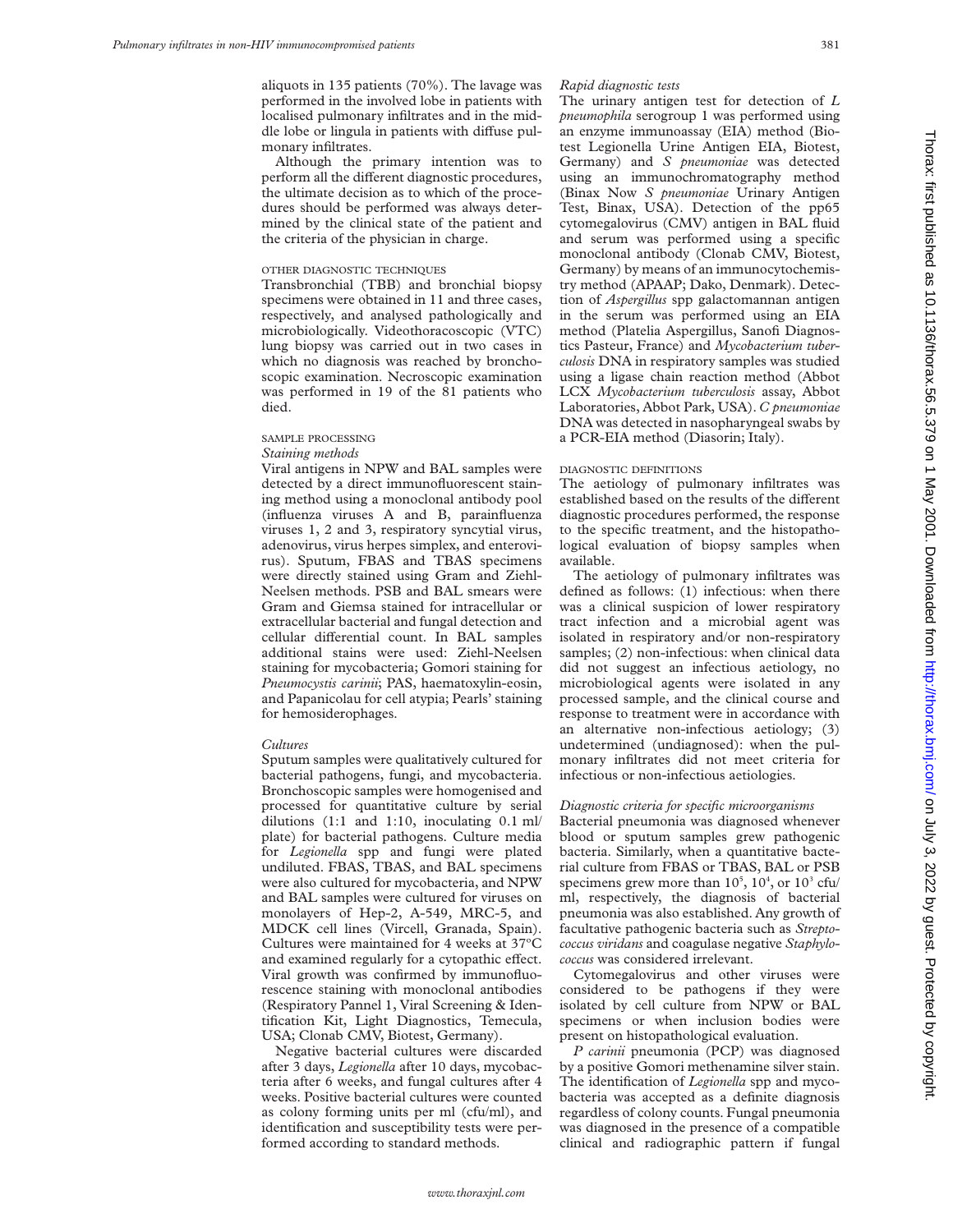aliquots in 135 patients (70%). The lavage was performed in the involved lobe in patients with localised pulmonary infiltrates and in the middle lobe or lingula in patients with diffuse pulmonary infiltrates.

Although the primary intention was to perform all the different diagnostic procedures, the ultimate decision as to which of the procedures should be performed was always determined by the clinical state of the patient and the criteria of the physician in charge.

#### OTHER DIAGNOSTIC TECHNIQUES

Transbronchial (TBB) and bronchial biopsy specimens were obtained in 11 and three cases, respectively, and analysed pathologically and microbiologically. Videothoracoscopic (VTC) lung biopsy was carried out in two cases in which no diagnosis was reached by bronchoscopic examination. Necroscopic examination was performed in 19 of the 81 patients who died.

#### SAMPLE PROCESSING

*Staining methods*

Viral antigens in NPW and BAL samples were detected by a direct immunofluorescent staining method using a monoclonal antibody pool (influenza viruses A and B, parainfluenza viruses 1, 2 and 3, respiratory syncytial virus, adenovirus, virus herpes simplex, and enterovirus). Sputum, FBAS and TBAS specimens were directly stained using Gram and Ziehl-Neelsen methods. PSB and BAL smears were Gram and Giemsa stained for intracellular or extracellular bacterial and fungal detection and cellular differential count. In BAL samples additional stains were used: Ziehl-Neelsen staining for mycobacteria; Gomori staining for *Pneumocystis carinii*; PAS, haematoxylin-eosin, and Papanicolau for cell atypia; Pearls' staining for hemosiderophages.

*Cultures*

Sputum samples were qualitatively cultured for bacterial pathogens, fungi, and mycobacteria. Bronchoscopic samples were homogenised and processed for quantitative culture by serial dilutions (1:1 and 1:10, inoculating 0.1 ml/plate) for bacterial pathogens. Culture media for *Legionella* spp and fungi were plated undiluted. FBAS, TBAS, and BAL specimens were also cultured for mycobacteria, and NPW and BAL samples were cultured for viruses on monolayers of Hep-2, A-549, MRC-5, and MDCK cell lines (Vircell, Granada, Spain). Cultures were maintained for 4 weeks at 37ºC and examined regularly for a cytopathic effect. Viral growth was confirmed by immunofluorescence staining with monoclonal antibodies (Respiratory Pannel 1, Viral Screening & Identification Kit, Light Diagnostics, Temecula, USA; Clonab CMV, Biotest, Germany).

Negative bacterial cultures were discarded after 3 days, *Legionella* after 10 days, mycobacteria after 6 weeks, and fungal cultures after 4 weeks. Positive bacterial cultures were counted as colony forming units per ml (cfu/ml), and identification and susceptibility tests were performed according to standard methods.

*Rapid diagnostic tests*

The urinary antigen test for detection of *L pneumophila* serogroup 1 was performed using an enzyme immunoassay (EIA) method (Biotest Legionella Urine Antigen EIA, Biotest, Germany) and *S pneumoniae* was detected using an immunochromatography method (Binax Now *S pneumoniae* Urinary Antigen Test, Binax, USA). Detection of the pp65 cytomegalovirus (CMV) antigen in BAL fluid and serum was performed using a specific monoclonal antibody (Clonab CMV, Biotest, Germany) by means of an immunocytochemistry method (APAAP; Dako, Denmark). Detection of *Aspergillus* spp galactomannan antigen in the serum was performed using an EIA method (Platelia Aspergillus, Sanofi Diagnostics Pasteur, France) and *Mycobacterium tuberculosis* DNA in respiratory samples was studied using a ligase chain reaction method (Abbot LCX *Mycobacterium tuberculosis* assay, Abbot Laboratories, Abbot Park, USA). *C pneumoniae* DNA was detected in nasopharyngeal swabs by a PCR-EIA method (Diasorin; Italy).

#### DIAGNOSTIC DEFINITIONS

The aetiology of pulmonary infiltrates was established based on the results of the different diagnostic procedures performed, the response to the specific treatment, and the histopathological evaluation of biopsy samples when available.

The aetiology of pulmonary infiltrates was defined as follows: (1) infectious: when there was a clinical suspicion of lower respiratory tract infection and a microbial agent was isolated in respiratory and/or non-respiratory samples; (2) non-infectious: when clinical data did not suggest an infectious aetiology, no microbiological agents were isolated in any processed sample, and the clinical course and response to treatment were in accordance with an alternative non-infectious aetiology; (3) undetermined (undiagnosed): when the pulmonary infiltrates did not meet criteria for infectious or non-infectious aetiologies.

*Diagnostic criteria for specific microorganisms*

Bacterial pneumonia was diagnosed whenever blood or sputum samples grew pathogenic bacteria. Similarly, when a quantitative bacterial culture from FBAS or TBAS, BAL or PSB specimens grew more than $10^5$, $10^4$, or $10^3$ cfu/ml, respectively, the diagnosis of bacterial pneumonia was also established. Any growth of facultative pathogenic bacteria such as *Streptococcus viridans* and coagulase negative *Staphylococcus* was considered irrelevant.

Cytomegalovirus and other viruses were considered to be pathogens if they were isolated by cell culture from NPW or BAL specimens or when inclusion bodies were present on histopathological evaluation.

*P carinii* pneumonia (PCP) was diagnosed by a positive Gomori methenamine silver stain. The identification of *Legionella* spp and mycobacteria was accepted as a definite diagnosis regardless of colony counts. Fungal pneumonia was diagnosed in the presence of a compatible clinical and radiographic pattern if fungal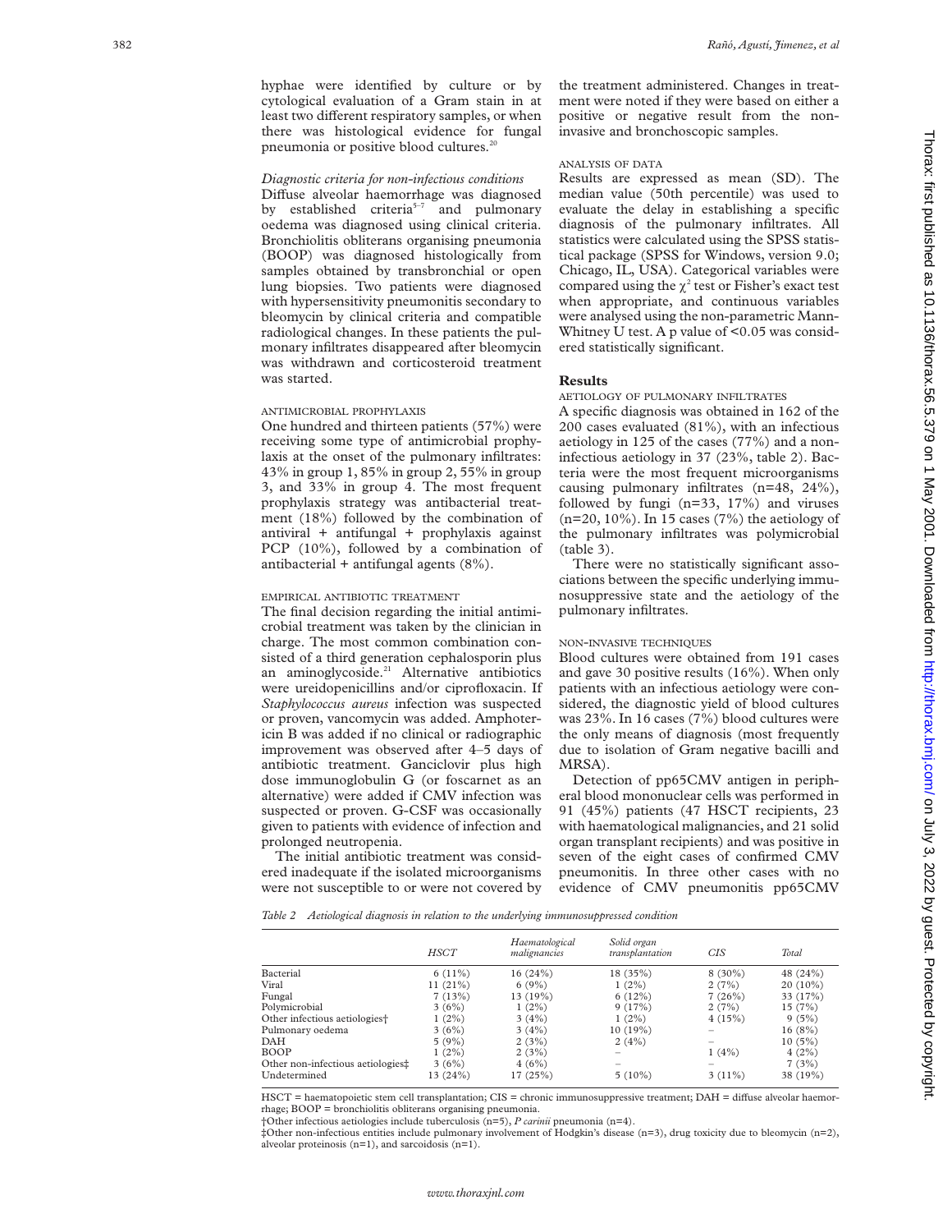hyphae were identified by culture or by cytological evaluation of a Gram stain in at least two different respiratory samples, or when there was histological evidence for fungal pneumonia or positive blood cultures.[20]

*Diagnostic criteria for non-infectious conditions*

Diffuse alveolar haemorrhage was diagnosed by established criteria[5–7] and pulmonary oedema was diagnosed using clinical criteria. Bronchiolitis obliterans organising pneumonia (BOOP) was diagnosed histologically from samples obtained by transbronchial or open lung biopsies. Two patients were diagnosed with hypersensitivity pneumonitis secondary to bleomycin by clinical criteria and compatible radiological changes. In these patients the pulmonary infiltrates disappeared after bleomycin was withdrawn and corticosteroid treatment was started.

### ANTIMICROBIAL PROPHYLAXIS

One hundred and thirteen patients (57%) were receiving some type of antimicrobial prophylaxis at the onset of the pulmonary infiltrates: 43% in group 1, 85% in group 2, 55% in group 3, and 33% in group 4. The most frequent prophylaxis strategy was antibacterial treatment (18%) followed by the combination of antiviral + antifungal + prophylaxis against PCP (10%), followed by a combination of antibacterial + antifungal agents (8%).

### EMPIRICAL ANTIBIOTIC TREATMENT

The final decision regarding the initial antimicrobial treatment was taken by the clinician in charge. The most common combination consisted of a third generation cephalosporin plus an aminoglycoside.[21] Alternative antibiotics were ureidopenicillins and/or ciprofloxacin. If *Staphylococcus aureus* infection was suspected or proven, vancomycin was added. Amphotericin B was added if no clinical or radiographic improvement was observed after 4–5 days of antibiotic treatment. Ganciclovir plus high dose immunoglobulin G (or foscarnet as an alternative) were added if CMV infection was suspected or proven. G-CSF was occasionally given to patients with evidence of infection and prolonged neutropenia.

The initial antibiotic treatment was considered inadequate if the isolated microorganisms were not susceptible to or were not covered by the treatment administered. Changes in treatment were noted if they were based on either a positive or negative result from the non-invasive and bronchoscopic samples.

### ANALYSIS OF DATA

Results are expressed as mean (SD). The median value (50th percentile) was used to evaluate the delay in establishing a specific diagnosis of the pulmonary infiltrates. All statistics were calculated using the SPSS statistical package (SPSS for Windows, version 9.0; Chicago, IL, USA). Categorical variables were compared using the $\chi^2$ test or Fisher's exact test when appropriate, and continuous variables were analysed using the non-parametric Mann-Whitney U test. A p value of <0.05 was considered statistically significant.

## Results

### AETIOLOGY OF PULMONARY INFILTRATES

A specific diagnosis was obtained in 162 of the 200 cases evaluated (81%), with an infectious aetiology in 125 of the cases (77%) and a non-infectious aetiology in 37 (23%, table 2). Bacteria were the most frequent microorganisms causing pulmonary infiltrates (n=48, 24%), followed by fungi (n=33, 17%) and viruses (n=20, 10%). In 15 cases (7%) the aetiology of the pulmonary infiltrates was polymicrobial (table 3).

There were no statistically significant associations between the specific underlying immunosuppressive state and the aetiology of the pulmonary infiltrates.

### NON-INVASIVE TECHNIQUES

Blood cultures were obtained from 191 cases and gave 30 positive results (16%). When only patients with an infectious aetiology were considered, the diagnostic yield of blood cultures was 23%. In 16 cases (7%) blood cultures were the only means of diagnosis (most frequently due to isolation of Gram negative bacilli and MRSA).

Detection of pp65CMV antigen in peripheral blood mononuclear cells was performed in 91 (45%) patients (47 HSCT recipients, 23 with haematological malignancies, and 21 solid organ transplant recipients) and was positive in seven of the eight cases of confirmed CMV pneumonitis. In three other cases with no evidence of CMV pneumonitis pp65CMV

*Table 2 Aetiological diagnosis in relation to the underlying immunosuppressed condition*

| | HSCT | Haematological malignancies | Solid organ transplantation | CIS | Total |
|---|---|---|---|---|---|
| Bacterial | 6 (11%) | 16 (24%) | 18 (35%) | 8 (30%) | 48 (24%) |
| Viral | 11 (21%) | 6 (9%) | 1 (2%) | 2 (7%) | 20 (10%) |
| Fungal | 7 (13%) | 13 (19%) | 6 (12%) | 7 (26%) | 33 (17%) |
| Polymicrobial | 3 (6%) | 1 (2%) | 9 (17%) | 2 (7%) | 15 (7%) |
| Other infectious aetiologies† | 1 (2%) | 3 (4%) | 1 (2%) | 4 (15%) | 9 (5%) |
| Pulmonary oedema | 3 (6%) | 3 (4%) | 10 (19%) | – | 16 (8%) |
| DAH | 5 (9%) | 2 (3%) | 2 (4%) | – | 10 (5%) |
| BOOP | 1 (2%) | 2 (3%) | – | 1 (4%) | 4 (2%) |
| Other non-infectious aetiologies‡ | 3 (6%) | 4 (6%) | – | – | 7 (3%) |
| Undetermined | 13 (24%) | 17 (25%) | 5 (10%) | 3 (11%) | 38 (19%) |

HSCT = haematopoietic stem cell transplantation; CIS = chronic immunosuppressive treatment; DAH = diffuse alveolar haemorrhage; BOOP = bronchiolitis obliterans organising pneumonia.

†Other infectious aetiologies include tuberculosis (n=5), *P carinii* pneumonia (n=4).

‡Other non-infectious entities include pulmonary involvement of Hodgkin's disease (n=3), drug toxicity due to bleomycin (n=2), alveolar proteinosis (n=1), and sarcoidosis (n=1).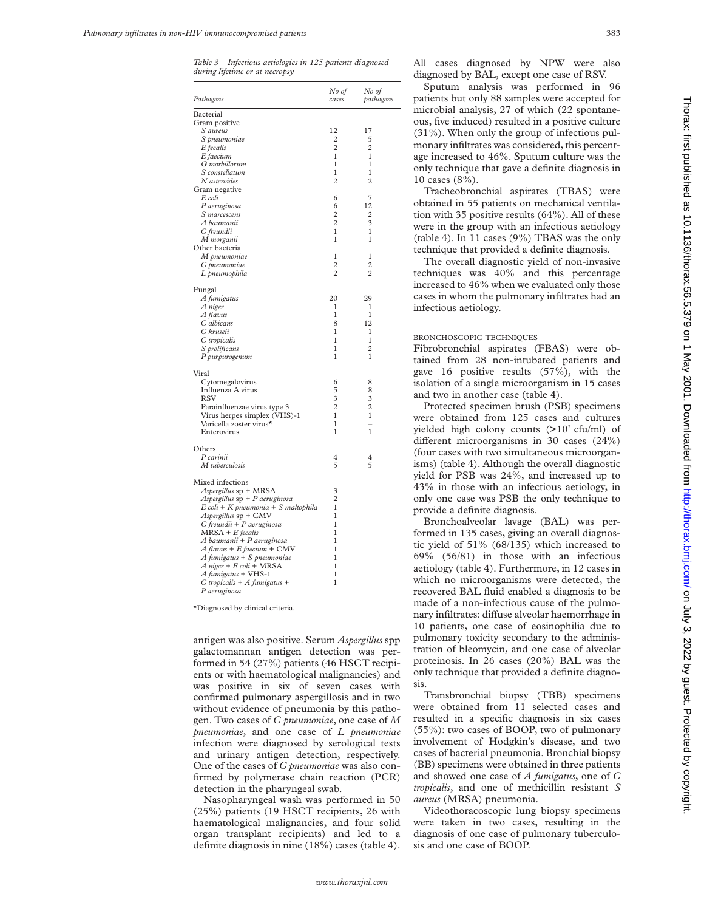*Table 3 Infectious aetiologies in 125 patients diagnosed during lifetime or at necropsy*

| Pathogens | No of cases | No of pathogens |
|---|---|---|
| Bacterial | | |
| Gram positive | | |
| *S aureus* | 12 | 17 |
| *S pneumoniae* | 2 | 5 |
| *E fecalis* | 2 | 2 |
| *E faecium* | 1 | 1 |
| *G morbillorum* | 1 | 1 |
| *S constellatum* | 1 | 1 |
| *N asteroides* | 2 | 2 |
| Gram negative | | |
| *E coli* | 6 | 7 |
| *P aeruginosa* | 6 | 12 |
| *S marcescens* | 2 | 2 |
| *A baumanii* | 2 | 3 |
| *C freundii* | 1 | 1 |
| *M morganii* | 1 | 1 |
| Other bacteria | | |
| *M pneumoniae* | 1 | 1 |
| *C pneumoniae* | 2 | 2 |
| *L pneumophila* | 2 | 2 |
| Fungal | | |
| *A fumigatus* | 20 | 29 |
| *A niger* | 1 | 1 |
| *A flavus* | 1 | 1 |
| *C albicans* | 8 | 12 |
| *C krusei* | 1 | 1 |
| *C tropicalis* | 1 | 1 |
| *S prolificans* | 1 | 2 |
| *P purpurogenum* | 1 | 1 |
| Viral | | |
| Cytomegalovirus | 6 | 8 |
| Influenza A virus | 5 | 8 |
| RSV | 3 | 3 |
| Parainfluenzae virus type 3 | 2 | 2 |
| Virus herpes simplex (VHS)-1 | 1 | 1 |
| Varicella zoster virus* | 1 | – |
| Enterovirus | 1 | 1 |
| Others | | |
| *P carinii* | 4 | 4 |
| *M tuberculosis* | 5 | 5 |
| Mixed infections | | |
| *Aspergillus* sp + MRSA | 3 | |
| *Aspergillus* sp + *P aeruginosa* | 2 | |
| *E coli* + *K pneumonia* + *S maltophila* | 1 | |
| *Aspergillus* sp + CMV | 1 | |
| *C freundii* + *P aeruginosa* | 1 | |
| MRSA + *E fecalis* | 1 | |
| *A baumanii* + *P aeruginosa* | 1 | |
| *A flavus* + *E faecium* + CMV | 1 | |
| *A fumigatus* + *S pneumoniae* | 1 | |
| *A niger* + *E coli* + MRSA | 1 | |
| *A fumigatus* + VHS-1 | 1 | |
| *C tropicalis* + *A fumigatus* + *P aeruginosa* | 1 | |

*Diagnosed by clinical criteria.

antigen was also positive. Serum *Aspergillus* spp galactomannan antigen detection was performed in 54 (27%) patients (46 HSCT recipients or with haematological malignancies) and was positive in six of seven cases with confirmed pulmonary aspergillosis and in two without evidence of pneumonia by this pathogen. Two cases of *C pneumoniae*, one case of *M pneumoniae*, and one case of *L pneumoniae* infection were diagnosed by serological tests and urinary antigen detection, respectively. One of the cases of *C pneumoniae* was also confirmed by polymerase chain reaction (PCR) detection in the pharyngeal swab.

Nasopharyngeal wash was performed in 50 (25%) patients (19 HSCT recipients, 26 with haematological malignancies, and four solid organ transplant recipients) and led to a definite diagnosis in nine (18%) cases (table 4). All cases diagnosed by NPW were also diagnosed by BAL, except one case of RSV.

Sputum analysis was performed in 96 patients but only 88 samples were accepted for microbial analysis, 27 of which (22 spontaneous, five induced) resulted in a positive culture (31%). When only the group of infectious pulmonary infiltrates was considered, this percentage increased to 46%. Sputum culture was the only technique that gave a definite diagnosis in 10 cases (8%).

Tracheobronchial aspirates (TBAS) were obtained in 55 patients on mechanical ventilation with 35 positive results (64%). All of these were in the group with an infectious aetiology (table 4). In 11 cases (9%) TBAS was the only technique that provided a definite diagnosis.

The overall diagnostic yield of non-invasive techniques was 40% and this percentage increased to 46% when we evaluated only those cases in whom the pulmonary infiltrates had an infectious aetiology.

### BRONCHOSCOPIC TECHNIQUES

Fibrobronchial aspirates (FBAS) were obtained from 28 non-intubated patients and gave 16 positive results (57%), with the isolation of a single microorganism in 15 cases and two in another case (table 4).

Protected specimen brush (PSB) specimens were obtained from 125 cases and cultures yielded high colony counts ($>10^3$ cfu/ml) of different microorganisms in 30 cases (24%) (four cases with two simultaneous microorganisms) (table 4). Although the overall diagnostic yield for PSB was 24%, and increased up to 43% in those with an infectious aetiology, in only one case was PSB the only technique to provide a definite diagnosis.

Bronchoalveolar lavage (BAL) was performed in 135 cases, giving an overall diagnostic yield of 51% (68/135) which increased to 69% (56/81) in those with an infectious aetiology (table 4). Furthermore, in 12 cases in which no microorganisms were detected, the recovered BAL fluid enabled a diagnosis to be made of a non-infectious cause of the pulmonary infiltrates: diffuse alveolar haemorrhage in 10 patients, one case of eosinophilia due to pulmonary toxicity secondary to the administration of bleomycin, and one case of alveolar proteinosis. In 26 cases (20%) BAL was the only technique that provided a definite diagnosis.

Transbronchial biopsy (TBB) specimens were obtained from 11 selected cases and resulted in a specific diagnosis in six cases (55%): two cases of BOOP, two of pulmonary involvement of Hodgkin's disease, and two cases of bacterial pneumonia. Bronchial biopsy (BB) specimens were obtained in three patients and showed one case of *A fumigatus*, one of *C tropicalis*, and one of methicillin resistant *S aureus* (MRSA) pneumonia.

Videothoracoscopic lung biopsy specimens were taken in two cases, resulting in the diagnosis of one case of pulmonary tuberculosis and one case of BOOP.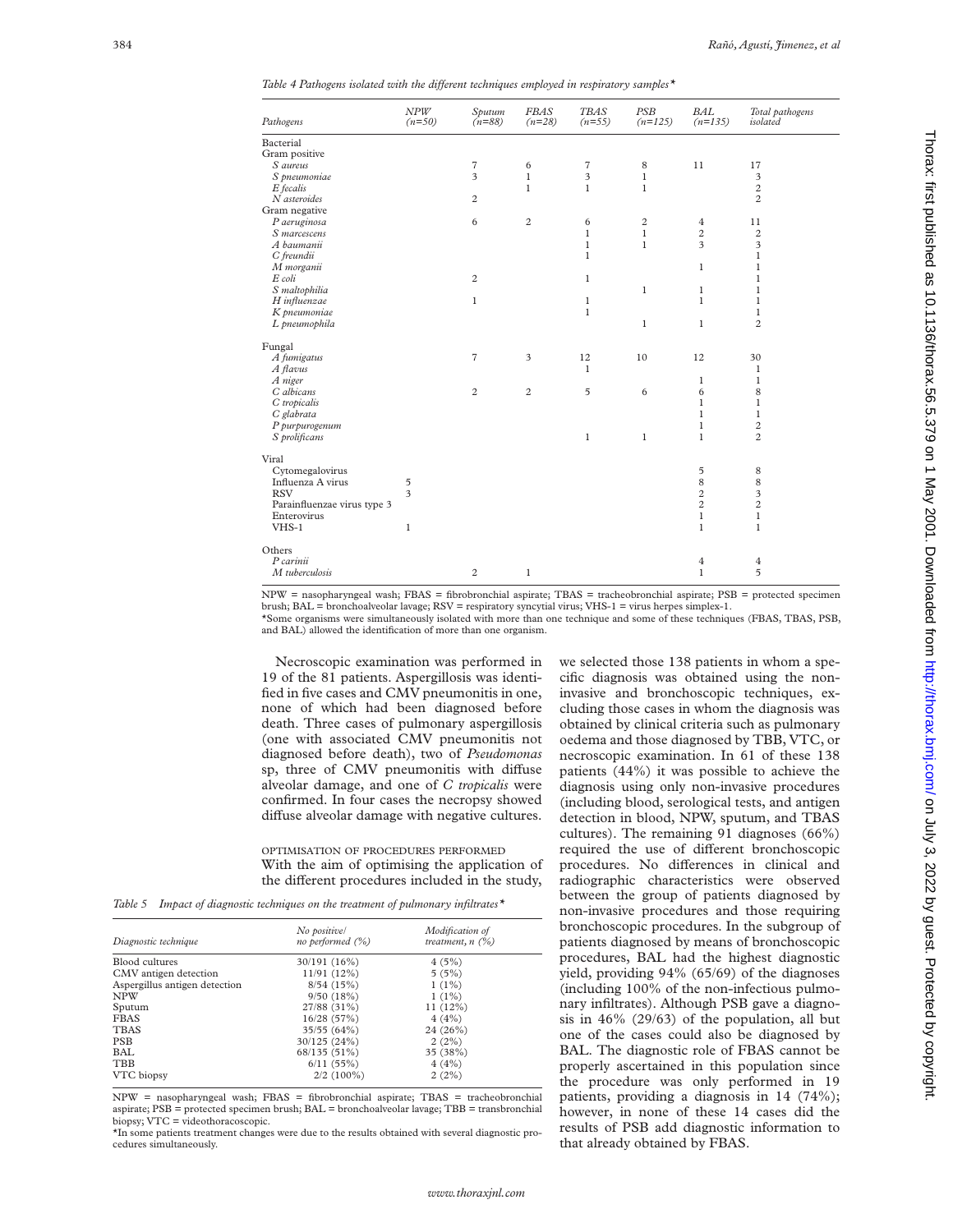*Table 4 Pathogens isolated with the different techniques employed in respiratory samples\**

| *Pathogens* | *NPW (n=50)* | *Sputum (n=88)* | *FBAS (n=28)* | *TBAS (n=55)* | *PSB (n=125)* | *BAL (n=135)* | *Total pathogens isolated* |
|---|---|---|---|---|---|---|---|
| Bacterial | | | | | | | |
| Gram positive | | | | | | | |
| *S aureus* | | 7 | 6 | 7 | 8 | 11 | 17 |
| *S pneumoniae* | | 3 | 1 | 3 | 1 | | 3 |
| *E fecalis* | | | 1 | 1 | 1 | | 2 |
| *N asteroides* | | 2 | | | | | 2 |
| Gram negative | | | | | | | |
| *P aeruginosa* | | 6 | 2 | 6 | 2 | 4 | 11 |
| *S marcescens* | | | | 1 | 1 | 2 | 2 |
| *A baumanii* | | | | 1 | 1 | 3 | 3 |
| *C freundii* | | | | 1 | | | 1 |
| *M morganii* | | | | | | 1 | 1 |
| *E coli* | | 2 | | 1 | | | 1 |
| *S maltophilia* | | | | | 1 | 1 | 1 |
| *H influenzae* | | 1 | | 1 | | 1 | 1 |
| *K pneumoniae* | | | | 1 | | | 1 |
| *L pneumophila* | | | | | 1 | 1 | 2 |
| Fungal | | | | | | | |
| *A fumigatus* | | 7 | 3 | 12 | 10 | 12 | 30 |
| *A flavus* | | | | 1 | | | 1 |
| *A niger* | | | | | | 1 | 1 |
| *C albicans* | | 2 | 2 | 5 | 6 | 6 | 8 |
| *C tropicalis* | | | | | | 1 | 1 |
| *C glabrata* | | | | | | 1 | 1 |
| *P purpurogenum* | | | | | | 1 | 2 |
| *S prolificans* | | | | 1 | 1 | 1 | 2 |
| Viral | | | | | | | |
| Cytomegalovirus | | | | | | 5 | 8 |
| Influenza A virus | 5 | | | | | 8 | 8 |
| RSV | 3 | | | | | 2 | 3 |
| Parainfluenzae virus type 3 | | | | | | 2 | 2 |
| Enterovirus | | | | | | 1 | 1 |
| VHS-1 | 1 | | | | | 1 | 1 |
| Others | | | | | | | |
| *P carinii* | | | | | | 4 | 4 |
| *M tuberculosis* | | 2 | 1 | | | 1 | 5 |

NPW = nasopharyngeal wash; FBAS = fibrobronchial aspirate; TBAS = tracheobronchial aspirate; PSB = protected specimen brush; BAL = bronchoalveolar lavage; RSV = respiratory syncytial virus; VHS-1 = virus herpes simplex-1.
\*Some organisms were simultaneously isolated with more than one technique and some of these techniques (FBAS, TBAS, PSB, and BAL) allowed the identification of more than one organism.

Necroscopic examination was performed in 19 of the 81 patients. Aspergillosis was identified in five cases and CMV pneumonitis in one, none of which had been diagnosed before death. Three cases of pulmonary aspergillosis (one with associated CMV pneumonitis not diagnosed before death), two of *Pseudomonas* sp, three of CMV pneumonitis with diffuse alveolar damage, and one of *C tropicalis* were confirmed. In four cases the necropsy showed diffuse alveolar damage with negative cultures.

OPTIMISATION OF PROCEDURES PERFORMED

With the aim of optimising the application of the different procedures included in the study, we selected those 138 patients in whom a specific diagnosis was obtained using the non-invasive and bronchoscopic techniques, excluding those cases in whom the diagnosis was obtained by clinical criteria such as pulmonary oedema and those diagnosed by TBB, VTC, or necroscopic examination. In 61 of these 138 patients (44%) it was possible to achieve the diagnosis using only non-invasive procedures (including blood, serological tests, and antigen detection in blood, NPW, sputum, and TBAS cultures). The remaining 91 diagnoses (66%) required the use of different bronchoscopic procedures. No differences in clinical and radiographic characteristics were observed between the group of patients diagnosed by non-invasive procedures and those requiring bronchoscopic procedures. In the subgroup of patients diagnosed by means of bronchoscopic procedures, BAL had the highest diagnostic yield, providing 94% (65/69) of the diagnoses (including 100% of the non-infectious pulmonary infiltrates). Although PSB gave a diagnosis in 46% (29/63) of the population, all but one of the cases could also be diagnosed by BAL. The diagnostic role of FBAS cannot be properly ascertained in this population since the procedure was only performed in 19 patients, providing a diagnosis in 14 (74%); however, in none of these 14 cases did the results of PSB add diagnostic information to that already obtained by FBAS.

*Table 5 Impact of diagnostic techniques on the treatment of pulmonary infiltrates\**

| *Diagnostic technique* | *No positive/ no performed (%)* | *Modification of treatment, n (%)* |
|---|---|---|
| Blood cultures | 30/191 (16%) | 4 (5%) |
| CMV antigen detection | 11/91 (12%) | 5 (5%) |
| Aspergillus antigen detection | 8/54 (15%) | 1 (1%) |
| NPW | 9/50 (18%) | 1 (1%) |
| Sputum | 27/88 (31%) | 11 (12%) |
| FBAS | 16/28 (57%) | 4 (4%) |
| TBAS | 35/55 (64%) | 24 (26%) |
| PSB | 30/125 (24%) | 2 (2%) |
| BAL | 68/135 (51%) | 35 (38%) |
| TBB | 6/11 (55%) | 4 (4%) |
| VTC biopsy | 2/2 (100%) | 2 (2%) |

NPW = nasopharyngeal wash; FBAS = fibrobronchial aspirate; TBAS = tracheobronchial aspirate; PSB = protected specimen brush; BAL = bronchoalveolar lavage; TBB = transbronchial biopsy; VTC = videothoracoscopic.
\*In some patients treatment changes were due to the results obtained with several diagnostic procedures simultaneously.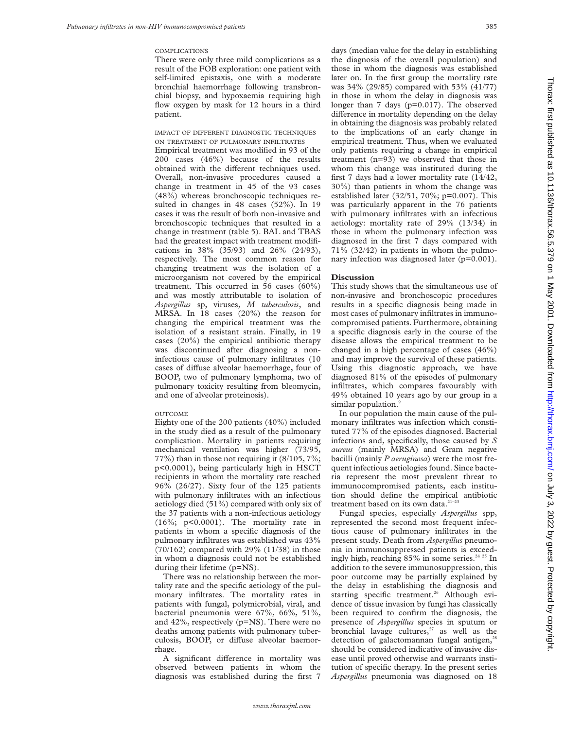#### COMPLICATIONS

There were only three mild complications as a result of the FOB exploration: one patient with self-limited epistaxis, one with a moderate bronchial haemorrhage following transbronchial biopsy, and hypoxaemia requiring high flow oxygen by mask for 12 hours in a third patient.

#### IMPACT OF DIFFERENT DIAGNOSTIC TECHNIQUES ON TREATMENT OF PULMONARY INFILTRATES

Empirical treatment was modified in 93 of the 200 cases (46%) because of the results obtained with the different techniques used. Overall, non-invasive procedures caused a change in treatment in 45 of the 93 cases (48%) whereas bronchoscopic techniques resulted in changes in 48 cases (52%). In 19 cases it was the result of both non-invasive and bronchoscopic techniques that resulted in a change in treatment (table 5). BAL and TBAS had the greatest impact with treatment modifications in 38% (35/93) and 26% (24/93), respectively. The most common reason for changing treatment was the isolation of a microorganism not covered by the empirical treatment. This occurred in 56 cases (60%) and was mostly attributable to isolation of *Aspergillus* sp, viruses, *M tuberculosis*, and MRSA. In 18 cases (20%) the reason for changing the empirical treatment was the isolation of a resistant strain. Finally, in 19 cases (20%) the empirical antibiotic therapy was discontinued after diagnosing a non-infectious cause of pulmonary infiltrates (10 cases of diffuse alveolar haemorrhage, four of BOOP, two of pulmonary lymphoma, two of pulmonary toxicity resulting from bleomycin, and one of alveolar proteinosis).

#### OUTCOME

Eighty one of the 200 patients (40%) included in the study died as a result of the pulmonary complication. Mortality in patients requiring mechanical ventilation was higher (73/95, 77%) than in those not requiring it (8/105, 7%; $p<0.0001$), being particularly high in HSCT recipients in whom the mortality rate reached 96% (26/27). Sixty four of the 125 patients with pulmonary infiltrates with an infectious aetiology died (51%) compared with only six of the 37 patients with a non-infectious aetiology (16%; $p<0.0001$). The mortality rate in patients in whom a specific diagnosis of the pulmonary infiltrates was established was 43% (70/162) compared with 29% (11/38) in those in whom a diagnosis could not be established during their lifetime (p=NS).

There was no relationship between the mortality rate and the specific aetiology of the pulmonary infiltrates. The mortality rates in patients with fungal, polymicrobial, viral, and bacterial pneumonia were 67%, 66%, 51%, and 42%, respectively (p=NS). There were no deaths among patients with pulmonary tuberculosis, BOOP, or diffuse alveolar haemorrhage.

A significant difference in mortality was observed between patients in whom the diagnosis was established during the first 7 days (median value for the delay in establishing the diagnosis of the overall population) and those in whom the diagnosis was established later on. In the first group the mortality rate was 34% (29/85) compared with 53% (41/77) in those in whom the delay in diagnosis was longer than 7 days ($p=0.017$). The observed difference in mortality depending on the delay in obtaining the diagnosis was probably related to the implications of an early change in empirical treatment. Thus, when we evaluated only patients requiring a change in empirical treatment (n=93) we observed that those in whom this change was instituted during the first 7 days had a lower mortality rate (14/42, 30%) than patients in whom the change was established later (32/51, 70%; $p=0.007$). This was particularly apparent in the 76 patients with pulmonary infiltrates with an infectious aetiology: mortality rate of 29% (13/34) in those in whom the pulmonary infection was diagnosed in the first 7 days compared with 71% (32/42) in patients in whom the pulmonary infection was diagnosed later ($p=0.001$).

## Discussion

This study shows that the simultaneous use of non-invasive and bronchoscopic procedures results in a specific diagnosis being made in most cases of pulmonary infiltrates in immunocompromised patients. Furthermore, obtaining a specific diagnosis early in the course of the disease allows the empirical treatment to be changed in a high percentage of cases (46%) and may improve the survival of these patients. Using this diagnostic approach, we have diagnosed 81% of the episodes of pulmonary infiltrates, which compares favourably with 49% obtained 10 years ago by our group in a similar population.[9]

In our population the main cause of the pulmonary infiltrates was infection which constituted 77% of the episodes diagnosed. Bacterial infections and, specifically, those caused by *S aureus* (mainly MRSA) and Gram negative bacilli (mainly *P aeruginosa*) were the most frequent infectious aetiologies found. Since bacteria represent the most prevalent threat to immunocompromised patients, each institution should define the empirical antibiotic treatment based on its own data.[21–23]

Fungal species, especially *Aspergillus* spp, represented the second most frequent infectious cause of pulmonary infiltrates in the present study. Death from *Aspergillus* pneumonia in immunosuppressed patients is exceedingly high, reaching 85% in some series.[24 25] In addition to the severe immunosuppression, this poor outcome may be partially explained by the delay in establishing the diagnosis and starting specific treatment.[26] Although evidence of tissue invasion by fungi has classically been required to confirm the diagnosis, the presence of *Aspergillus* species in sputum or bronchial lavage cultures,[27] as well as the detection of galactomannan fungal antigen,[28] should be considered indicative of invasive disease until proved otherwise and warrants institution of specific therapy. In the present series *Aspergillus* pneumonia was diagnosed on 18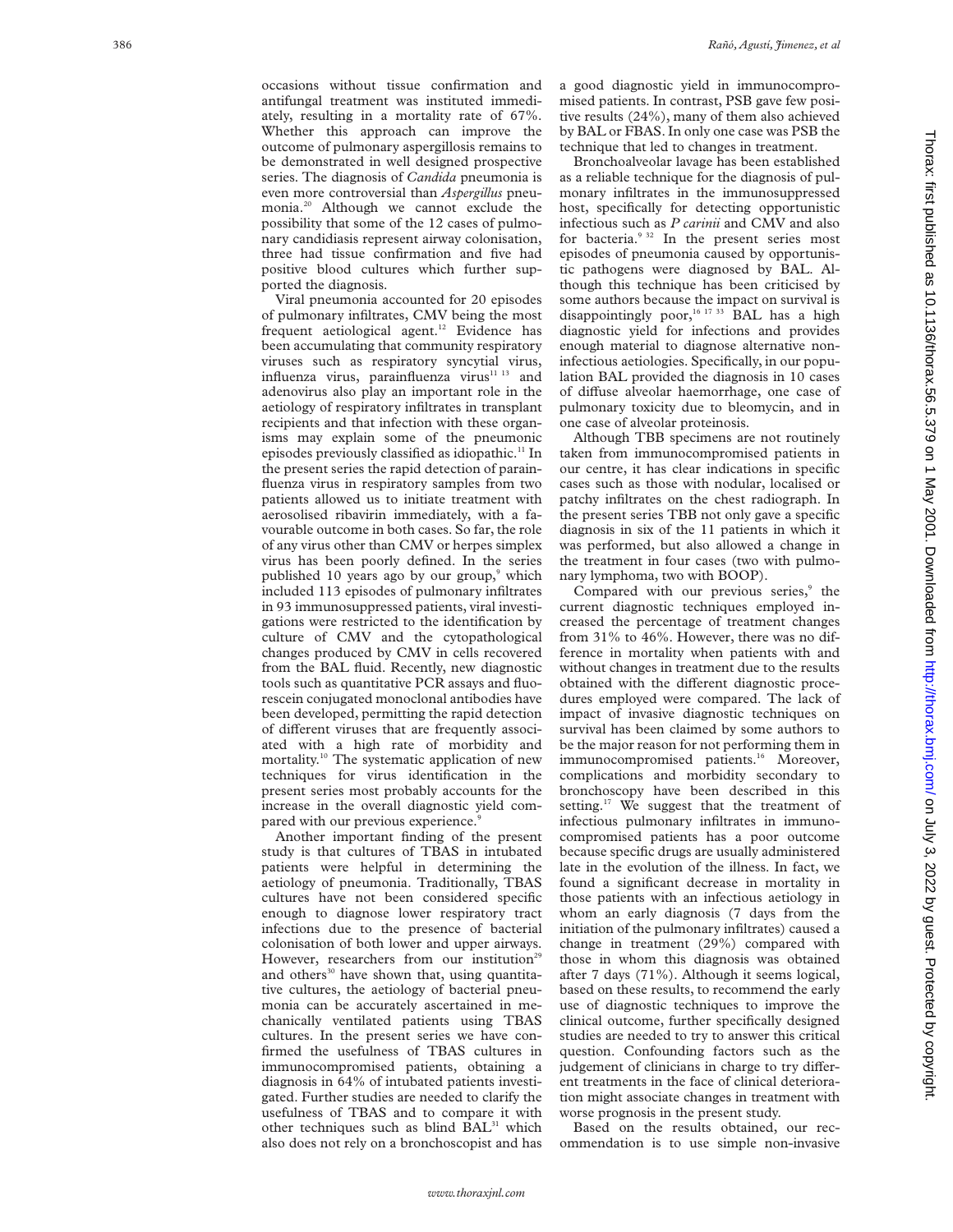occasions without tissue confirmation and antifungal treatment was instituted immediately, resulting in a mortality rate of 67%. Whether this approach can improve the outcome of pulmonary aspergillosis remains to be demonstrated in well designed prospective series. The diagnosis of *Candida* pneumonia is even more controversial than *Aspergillus* pneumonia.[20] Although we cannot exclude the possibility that some of the 12 cases of pulmonary candidiasis represent airway colonisation, three had tissue confirmation and five had positive blood cultures which further supported the diagnosis.

Viral pneumonia accounted for 20 episodes of pulmonary infiltrates, CMV being the most frequent aetiological agent.[12] Evidence has been accumulating that community respiratory viruses such as respiratory syncytial virus, influenza virus, parainfluenza virus[11 13] and adenovirus also play an important role in the aetiology of respiratory infiltrates in transplant recipients and that infection with these organisms may explain some of the pneumonic episodes previously classified as idiopathic.[11] In the present series the rapid detection of parainfluenza virus in respiratory samples from two patients allowed us to initiate treatment with aerosolised ribavirin immediately, with a favourable outcome in both cases. So far, the role of any virus other than CMV or herpes simplex virus has been poorly defined. In the series published 10 years ago by our group,[9] which included 113 episodes of pulmonary infiltrates in 93 immunosuppressed patients, viral investigations were restricted to the identification by culture of CMV and the cytopathological changes produced by CMV in cells recovered from the BAL fluid. Recently, new diagnostic tools such as quantitative PCR assays and fluorescein conjugated monoclonal antibodies have been developed, permitting the rapid detection of different viruses that are frequently associated with a high rate of morbidity and mortality.[10] The systematic application of new techniques for virus identification in the present series most probably accounts for the increase in the overall diagnostic yield compared with our previous experience.[9]

Another important finding of the present study is that cultures of TBAS in intubated patients were helpful in determining the aetiology of pneumonia. Traditionally, TBAS cultures have not been considered specific enough to diagnose lower respiratory tract infections due to the presence of bacterial colonisation of both lower and upper airways. However, researchers from our institution[29] and others[30] have shown that, using quantitative cultures, the aetiology of bacterial pneumonia can be accurately ascertained in mechanically ventilated patients using TBAS cultures. In the present series we have confirmed the usefulness of TBAS cultures in immunocompromised patients, obtaining a diagnosis in 64% of intubated patients investigated. Further studies are needed to clarify the usefulness of TBAS and to compare it with other techniques such as blind BAL[31] which also does not rely on a bronchoscopist and has a good diagnostic yield in immunocompromised patients. In contrast, PSB gave few positive results (24%), many of them also achieved by BAL or FBAS. In only one case was PSB the technique that led to changes in treatment.

Bronchoalveolar lavage has been established as a reliable technique for the diagnosis of pulmonary infiltrates in the immunosuppressed host, specifically for detecting opportunistic infectious such as *P carinii* and CMV and also for bacteria.[9 32] In the present series most episodes of pneumonia caused by opportunistic pathogens were diagnosed by BAL. Although this technique has been criticised by some authors because the impact on survival is disappointingly poor,[16 17 33] BAL has a high diagnostic yield for infections and provides enough material to diagnose alternative non-infectious aetiologies. Specifically, in our population BAL provided the diagnosis in 10 cases of diffuse alveolar haemorrhage, one case of pulmonary toxicity due to bleomycin, and in one case of alveolar proteinosis.

Although TBB specimens are not routinely taken from immunocompromised patients in our centre, it has clear indications in specific cases such as those with nodular, localised or patchy infiltrates on the chest radiograph. In the present series TBB not only gave a specific diagnosis in six of the 11 patients in which it was performed, but also allowed a change in the treatment in four cases (two with pulmonary lymphoma, two with BOOP).

Compared with our previous series,[9] the current diagnostic techniques employed increased the percentage of treatment changes from 31% to 46%. However, there was no difference in mortality when patients with and without changes in treatment due to the results obtained with the different diagnostic procedures employed were compared. The lack of impact of invasive diagnostic techniques on survival has been claimed by some authors to be the major reason for not performing them in immunocompromised patients.[16] Moreover, complications and morbidity secondary to bronchoscopy have been described in this setting.[17] We suggest that the treatment of infectious pulmonary infiltrates in immunocompromised patients has a poor outcome because specific drugs are usually administered late in the evolution of the illness. In fact, we found a significant decrease in mortality in those patients with an infectious aetiology in whom an early diagnosis (7 days from the initiation of the pulmonary infiltrates) caused a change in treatment (29%) compared with those in whom this diagnosis was obtained after 7 days (71%). Although it seems logical, based on these results, to recommend the early use of diagnostic techniques to improve the clinical outcome, further specifically designed studies are needed to try to answer this critical question. Confounding factors such as the judgement of clinicians in charge to try different treatments in the face of clinical deterioration might associate changes in treatment with worse prognosis in the present study.

Based on the results obtained, our recommendation is to use simple non-invasive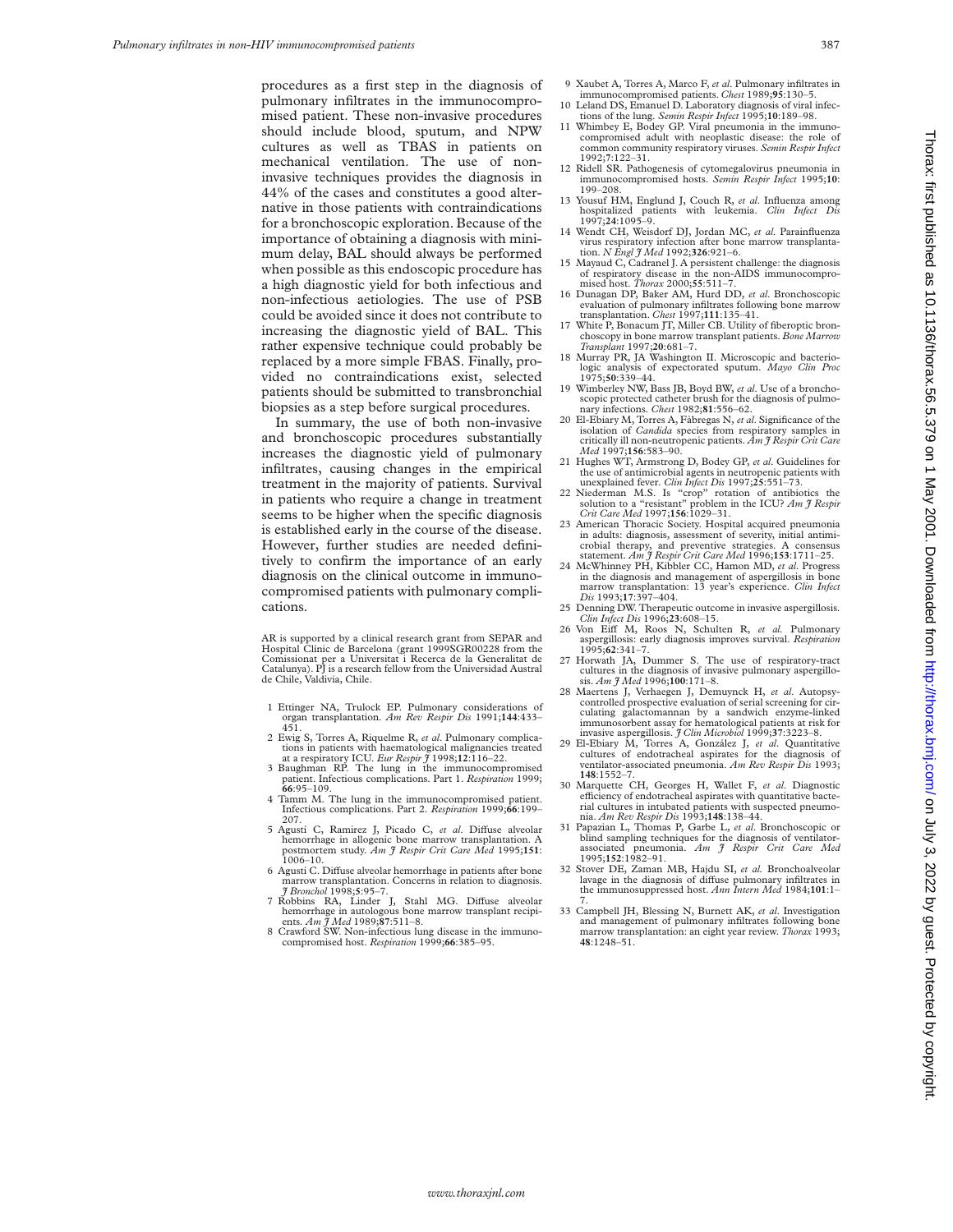procedures as a first step in the diagnosis of pulmonary infiltrates in the immunocompromised patient. These non-invasive procedures should include blood, sputum, and NPW cultures as well as TBAS in patients on mechanical ventilation. The use of non-invasive techniques provides the diagnosis in 44% of the cases and constitutes a good alternative in those patients with contraindications for a bronchoscopic exploration. Because of the importance of obtaining a diagnosis with minimum delay, BAL should always be performed when possible as this endoscopic procedure has a high diagnostic yield for both infectious and non-infectious aetiologies. The use of PSB could be avoided since it does not contribute to increasing the diagnostic yield of BAL. This rather expensive technique could probably be replaced by a more simple FBAS. Finally, provided no contraindications exist, selected patients should be submitted to transbronchial biopsies as a step before surgical procedures.

In summary, the use of both non-invasive and bronchoscopic procedures substantially increases the diagnostic yield of pulmonary infiltrates, causing changes in the empirical treatment in the majority of patients. Survival in patients who require a change in treatment seems to be higher when the specific diagnosis is established early in the course of the disease. However, further studies are needed definitively to confirm the importance of an early diagnosis on the clinical outcome in immunocompromised patients with pulmonary complications.

AR is supported by a clinical research grant from SEPAR and Hospital Clínic de Barcelona (grant 1999SGR00228 from the Comissionat per a Universitat i Recerca de la Generalitat de Catalunya). PJ is a research fellow from the Universidad Austral de Chile, Valdivia, Chile.

1 Ettinger NA, Trulock EP. Pulmonary considerations of organ transplantation. *Am Rev Respir Dis* 1991;**144**:433–451.
2 Ewig S, Torres A, Riquelme R, *et al*. Pulmonary complications in patients with haematological malignancies treated at a respiratory ICU. *Eur Respir J* 1998;**12**:116–22.
3 Baughman RP. The lung in the immunocompromised patient. Infectious complications. Part 1. *Respiration* 1999; **66**:95–109.
4 Tamm M. The lung in the immunocompromised patient. Infectious complications. Part 2. *Respiration* 1999;**66**:199–207.
5 Agustí C, Ramirez J, Picado C, *et al*. Diffuse alveolar hemorrhage in allogenic bone marrow transplantation. A postmortem study. *Am J Respir Crit Care Med* 1995;**151**: 1006–10.
6 Agustí C. Diffuse alveolar hemorrhage in patients after bone marrow transplantation. Concerns in relation to diagnosis. *J Bronchol* 1998;**5**:95–7.
7 Robbins RA, Linder J, Stahl MG. Diffuse alveolar hemorrhage in autologous bone marrow transplant recipients. *Am J Med* 1989;**87**:511–8.
8 Crawford SW. Non-infectious lung disease in the immunocompromised host. *Respiration* 1999;**66**:385–95.
9 Xaubet A, Torres A, Marco F, *et al*. Pulmonary infiltrates in immunocompromised patients. *Chest* 1989;**95**:130–5.
10 Leland DS, Emanuel D. Laboratory diagnosis of viral infections of the lung. *Semin Respir Infect* 1995;**10**:189–98.
11 Whimbey E, Bodey GP. Viral pneumonia in the immunocompromised adult with neoplastic disease: the role of common community respiratory viruses. *Semin Respir Infect* 1992;**7**:122–31.
12 Ridell SR. Pathogenesis of cytomegalovirus pneumonia in immunocompromised hosts. *Semin Respir Infect* 1995;**10**: 199–208.
13 Yousuf HM, Englund J, Couch R, *et al*. Influenza among hospitalized patients with leukemia. *Clin Infect Dis* 1997;**24**:1095–9.
14 Wendt CH, Weisdorf DJ, Jordan MC, *et al*. Parainfluenza virus respiratory infection after bone marrow transplantation. *N Engl J Med* 1992;**326**:921–6.
15 Mayaud C, Cadranel J. A persistent challenge: the diagnosis of respiratory disease in the non-AIDS immunocompromised host. *Thorax* 2000;**55**:511–7.
16 Dunagan DP, Baker AM, Hurd DD, *et al*. Bronchoscopic evaluation of pulmonary infiltrates following bone marrow transplantation. *Chest* 1997;**111**:135–41.
17 White P, Bonacum JT, Miller CB. Utility of fiberoptic bronchoscopy in bone marrow transplant patients. *Bone Marrow Transplant* 1997;**20**:681–7.
18 Murray PR, JA Washington II. Microscopic and bacteriologic analysis of expectorated sputum. *Mayo Clin Proc* 1975;**50**:339–44.
19 Wimberley NW, Bass JB, Boyd BW, *et al*. Use of a bronchoscopic protected catheter brush for the diagnosis of pulmonary infections. *Chest* 1982;**81**:556–62.
20 El-Ebiary M, Torres A, Fàbregas N, *et al*. Significance of the isolation of *Candida* species from respiratory samples in critically ill non-neutropenic patients. *Am J Respir Crit Care Med* 1997;**156**:583–90.
21 Hughes WT, Armstrong D, Bodey GP, *et al*. Guidelines for the use of antimicrobial agents in neutropenic patients with unexplained fever. *Clin Infect Dis* 1997;**25**:551–73.
22 Niederman M.S. Is "crop" rotation of antibiotics the solution to a "resistant" problem in the ICU? *Am J Respir Crit Care Med* 1997;**156**:1029–31.
23 American Thoracic Society. Hospital acquired pneumonia in adults: diagnosis, assessment of severity, initial antimicrobial therapy, and preventive strategies. A consensus statement. *Am J Respir Crit Care Med* 1996;**153**:1711–25.
24 McWhinney PH, Kibbler CC, Hamon MD, *et al*. Progress in the diagnosis and management of aspergillosis in bone marrow transplantation: 13 year's experience. *Clin Infect Dis* 1993;**17**:397–404.
25 Denning DW. Therapeutic outcome in invasive aspergillosis. *Clin Infect Dis* 1996;**23**:608–15.
26 Von Eiff M, Roos N, Schulten R, *et al*. Pulmonary aspergillosis: early diagnosis improves survival. *Respiration* 1995;**62**:341–7.
27 Horwath JA, Dummer S. The use of respiratory-tract cultures in the diagnosis of invasive pulmonary aspergillosis. *Am J Med* 1996;**100**:171–8.
28 Maertens J, Verhaegen J, Demuynck H, *et al*. Autopsy-controlled prospective evaluation of serial screening for circulating galactomannan by a sandwich enzyme-linked immunosorbent assay for hematological patients at risk for invasive aspergillosis. *J Clin Microbiol* 1999;**37**:3223–8.
29 El-Ebiary M, Torres A, González J, *et al*. Quantitative cultures of endotracheal aspirates for the diagnosis of ventilator-associated pneumonia. *Am Rev Respir Dis* 1993; **148**:1552–7.
30 Marquette CH, Georges H, Wallet F, *et al*. Diagnostic efficiency of endotracheal aspirates with quantitative bacterial cultures in intubated patients with suspected pneumonia. *Am Rev Respir Dis* 1993;**148**:138–44.
31 Papazian L, Thomas P, Garbe L, *et al*. Bronchoscopic or blind sampling techniques for the diagnosis of ventilator-associated pneumonia. *Am J Respir Crit Care Med* 1995;**152**:1982–91.
32 Stover DE, Zaman MB, Hajdu SI, *et al*. Bronchoalveolar lavage in the diagnosis of diffuse pulmonary infiltrates in the immunosuppressed host. *Ann Intern Med* 1984;**101**:1–7.
33 Campbell JH, Blessing N, Burnett AK, *et al*. Investigation and management of pulmonary infiltrates following bone marrow transplantation: an eight year review. *Thorax* 1993; **48**:1248–51.